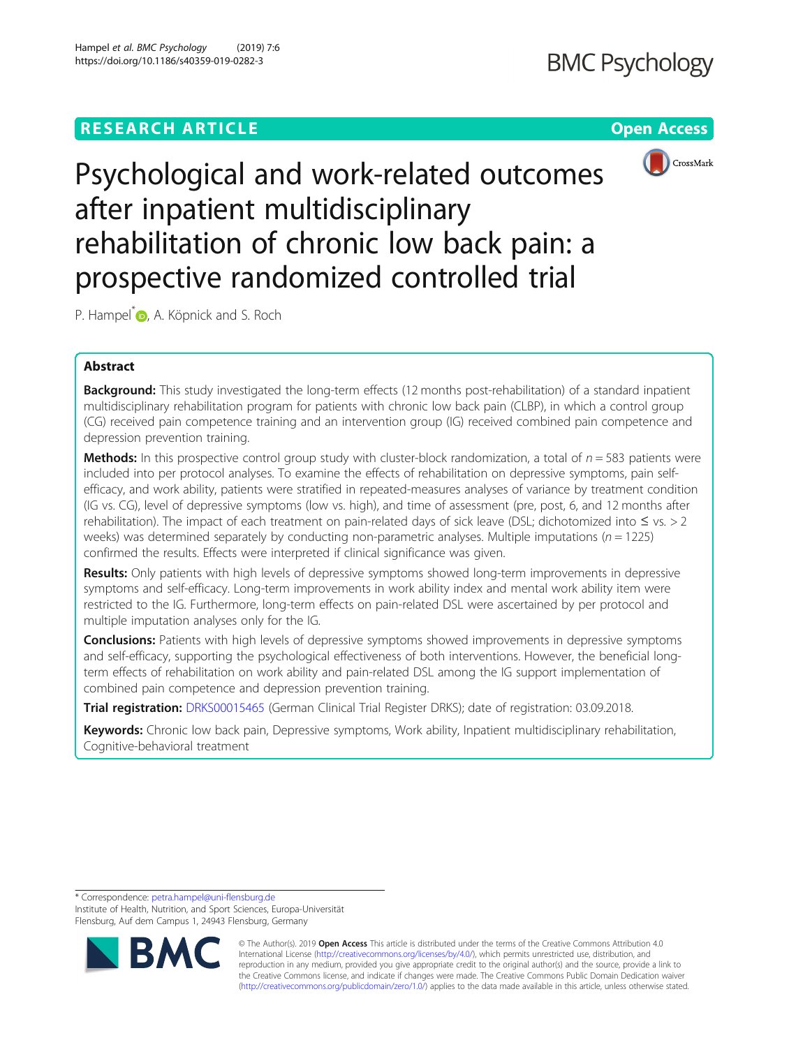RESEARCH ARTICLE

Open Access

# Psychological and work-related outcomes after inpatient multidisciplinary rehabilitation of chronic low back pain: a prospective randomized controlled trial

P. Hampel*, A. Köpnick and S. Roch

## Abstract

**Background:** This study investigated the long-term effects (12 months post-rehabilitation) of a standard inpatient multidisciplinary rehabilitation program for patients with chronic low back pain (CLBP), in which a control group (CG) received pain competence training and an intervention group (IG) received combined pain competence and depression prevention training.

**Methods:** In this prospective control group study with cluster-block randomization, a total of $n = 583$ patients were included into per protocol analyses. To examine the effects of rehabilitation on depressive symptoms, pain self-efficacy, and work ability, patients were stratified in repeated-measures analyses of variance by treatment condition (IG vs. CG), level of depressive symptoms (low vs. high), and time of assessment (pre, post, 6, and 12 months after rehabilitation). The impact of each treatment on pain-related days of sick leave (DSL; dichotomized into ≤ vs. > 2 weeks) was determined separately by conducting non-parametric analyses. Multiple imputations ($n = 1225$) confirmed the results. Effects were interpreted if clinical significance was given.

**Results:** Only patients with high levels of depressive symptoms showed long-term improvements in depressive symptoms and self-efficacy. Long-term improvements in work ability index and mental work ability item were restricted to the IG. Furthermore, long-term effects on pain-related DSL were ascertained by per protocol and multiple imputation analyses only for the IG.

**Conclusions:** Patients with high levels of depressive symptoms showed improvements in depressive symptoms and self-efficacy, supporting the psychological effectiveness of both interventions. However, the beneficial long-term effects of rehabilitation on work ability and pain-related DSL among the IG support implementation of combined pain competence and depression prevention training.

**Trial registration:** DRKS00015465 (German Clinical Trial Register DRKS); date of registration: 03.09.2018.

**Keywords:** Chronic low back pain, Depressive symptoms, Work ability, Inpatient multidisciplinary rehabilitation, Cognitive-behavioral treatment

---

* Correspondence: petra.hampel@uni-flensburg.de
Institute of Health, Nutrition, and Sport Sciences, Europa-Universität Flensburg, Auf dem Campus 1, 24943 Flensburg, Germany

© The Author(s). 2019 **Open Access** This article is distributed under the terms of the Creative Commons Attribution 4.0 International License (http://creativecommons.org/licenses/by/4.0/), which permits unrestricted use, distribution, and reproduction in any medium, provided you give appropriate credit to the original author(s) and the source, provide a link to the Creative Commons license, and indicate if changes were made. The Creative Commons Public Domain Dedication waiver (http://creativecommons.org/publicdomain/zero/1.0/) applies to the data made available in this article, unless otherwise stated.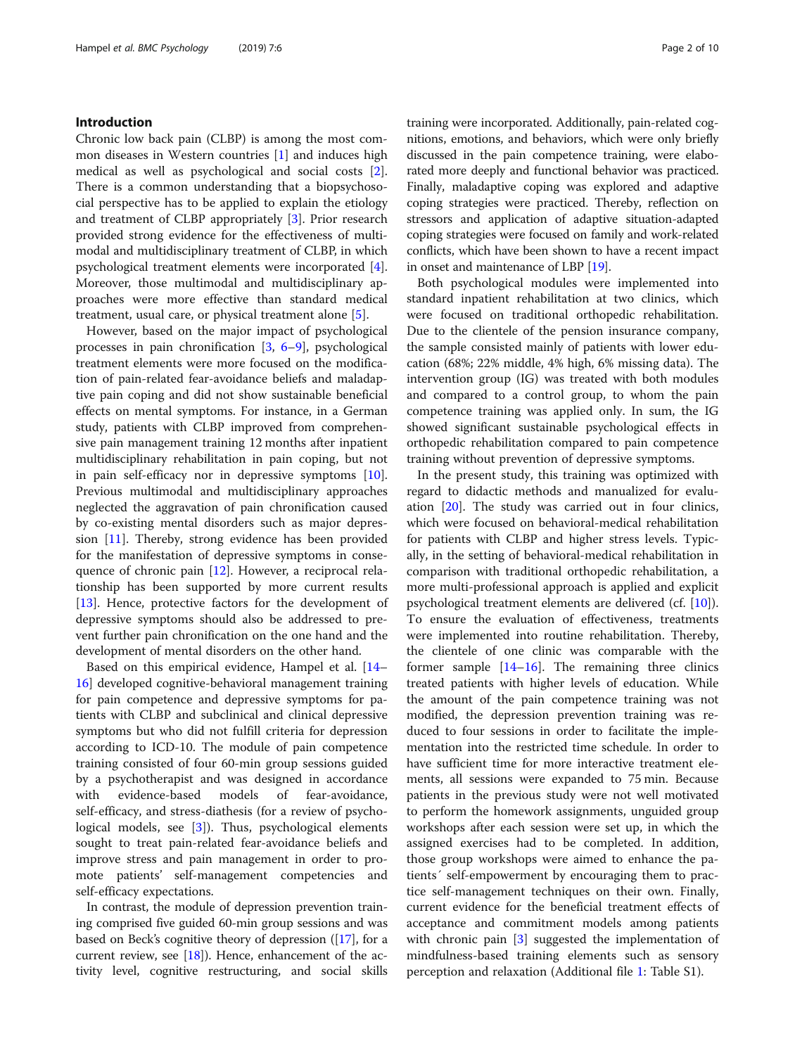## Introduction

Chronic low back pain (CLBP) is among the most common diseases in Western countries [1] and induces high medical as well as psychological and social costs [2]. There is a common understanding that a biopsychosocial perspective has to be applied to explain the etiology and treatment of CLBP appropriately [3]. Prior research provided strong evidence for the effectiveness of multimodal and multidisciplinary treatment of CLBP, in which psychological treatment elements were incorporated [4]. Moreover, those multimodal and multidisciplinary approaches were more effective than standard medical treatment, usual care, or physical treatment alone [5].

However, based on the major impact of psychological processes in pain chronification [3, 6–9], psychological treatment elements were more focused on the modification of pain-related fear-avoidance beliefs and maladaptive pain coping and did not show sustainable beneficial effects on mental symptoms. For instance, in a German study, patients with CLBP improved from comprehensive pain management training 12 months after inpatient multidisciplinary rehabilitation in pain coping, but not in pain self-efficacy nor in depressive symptoms [10]. Previous multimodal and multidisciplinary approaches neglected the aggravation of pain chronification caused by co-existing mental disorders such as major depression [11]. Thereby, strong evidence has been provided for the manifestation of depressive symptoms in consequence of chronic pain [12]. However, a reciprocal relationship has been supported by more current results [13]. Hence, protective factors for the development of depressive symptoms should also be addressed to prevent further pain chronification on the one hand and the development of mental disorders on the other hand.

Based on this empirical evidence, Hampel et al. [14–16] developed cognitive-behavioral management training for pain competence and depressive symptoms for patients with CLBP and subclinical and clinical depressive symptoms but who did not fulfill criteria for depression according to ICD-10. The module of pain competence training consisted of four 60-min group sessions guided by a psychotherapist and was designed in accordance with evidence-based models of fear-avoidance, self-efficacy, and stress-diathesis (for a review of psychological models, see [3]). Thus, psychological elements sought to treat pain-related fear-avoidance beliefs and improve stress and pain management in order to promote patients' self-management competencies and self-efficacy expectations.

In contrast, the module of depression prevention training comprised five guided 60-min group sessions and was based on Beck's cognitive theory of depression ([17], for a current review, see [18]). Hence, enhancement of the activity level, cognitive restructuring, and social skills training were incorporated. Additionally, pain-related cognitions, emotions, and behaviors, which were only briefly discussed in the pain competence training, were elaborated more deeply and functional behavior was practiced. Finally, maladaptive coping was explored and adaptive coping strategies were practiced. Thereby, reflection on stressors and application of adaptive situation-adapted coping strategies were focused on family and work-related conflicts, which have been shown to have a recent impact in onset and maintenance of LBP [19].

Both psychological modules were implemented into standard inpatient rehabilitation at two clinics, which were focused on traditional orthopedic rehabilitation. Due to the clientele of the pension insurance company, the sample consisted mainly of patients with lower education (68%; 22% middle, 4% high, 6% missing data). The intervention group (IG) was treated with both modules and compared to a control group, to whom the pain competence training was applied only. In sum, the IG showed significant sustainable psychological effects in orthopedic rehabilitation compared to pain competence training without prevention of depressive symptoms.

In the present study, this training was optimized with regard to didactic methods and manualized for evaluation [20]. The study was carried out in four clinics, which were focused on behavioral-medical rehabilitation for patients with CLBP and higher stress levels. Typically, in the setting of behavioral-medical rehabilitation in comparison with traditional orthopedic rehabilitation, a more multi-professional approach is applied and explicit psychological treatment elements are delivered (cf. [10]). To ensure the evaluation of effectiveness, treatments were implemented into routine rehabilitation. Thereby, the clientele of one clinic was comparable with the former sample [14–16]. The remaining three clinics treated patients with higher levels of education. While the amount of the pain competence training was not modified, the depression prevention training was reduced to four sessions in order to facilitate the implementation into the restricted time schedule. In order to have sufficient time for more interactive treatment elements, all sessions were expanded to 75 min. Because patients in the previous study were not well motivated to perform the homework assignments, unguided group workshops after each session were set up, in which the assigned exercises had to be completed. In addition, those group workshops were aimed to enhance the patients´ self-empowerment by encouraging them to practice self-management techniques on their own. Finally, current evidence for the beneficial treatment effects of acceptance and commitment models among patients with chronic pain [3] suggested the implementation of mindfulness-based training elements such as sensory perception and relaxation (Additional file 1: Table S1).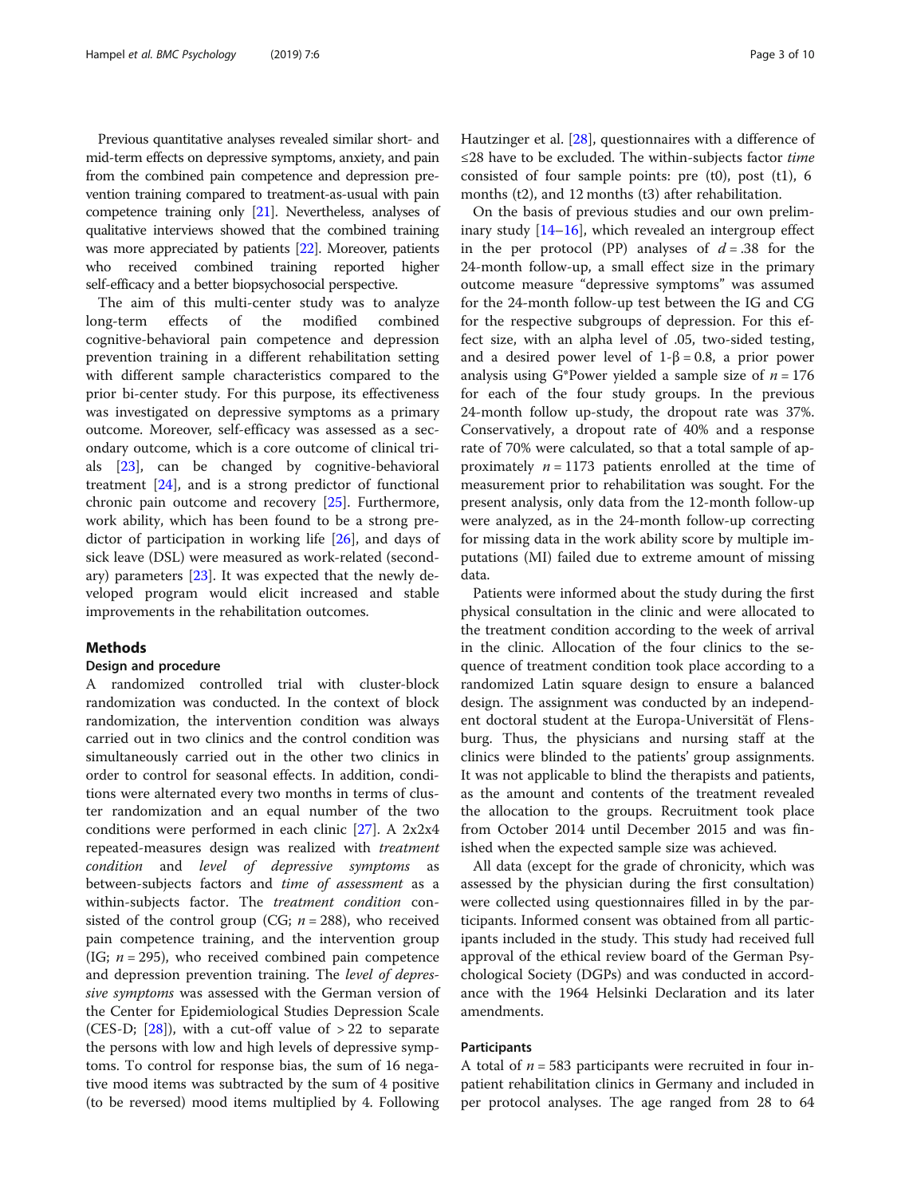Previous quantitative analyses revealed similar short- and mid-term effects on depressive symptoms, anxiety, and pain from the combined pain competence and depression prevention training compared to treatment-as-usual with pain competence training only [21]. Nevertheless, analyses of qualitative interviews showed that the combined training was more appreciated by patients [22]. Moreover, patients who received combined training reported higher self-efficacy and a better biopsychosocial perspective.

The aim of this multi-center study was to analyze long-term effects of the modified combined cognitive-behavioral pain competence and depression prevention training in a different rehabilitation setting with different sample characteristics compared to the prior bi-center study. For this purpose, its effectiveness was investigated on depressive symptoms as a primary outcome. Moreover, self-efficacy was assessed as a secondary outcome, which is a core outcome of clinical trials [23], can be changed by cognitive-behavioral treatment [24], and is a strong predictor of functional chronic pain outcome and recovery [25]. Furthermore, work ability, which has been found to be a strong predictor of participation in working life [26], and days of sick leave (DSL) were measured as work-related (secondary) parameters [23]. It was expected that the newly developed program would elicit increased and stable improvements in the rehabilitation outcomes.

## Methods

### Design and procedure

A randomized controlled trial with cluster-block randomization was conducted. In the context of block randomization, the intervention condition was always carried out in two clinics and the control condition was simultaneously carried out in the other two clinics in order to control for seasonal effects. In addition, conditions were alternated every two months in terms of cluster randomization and an equal number of the two conditions were performed in each clinic [27]. A 2x2x4 repeated-measures design was realized with *treatment condition* and *level of depressive symptoms* as between-subjects factors and *time of assessment* as a within-subjects factor. The *treatment condition* consisted of the control group (CG; $n = 288$), who received pain competence training, and the intervention group (IG; $n = 295$), who received combined pain competence and depression prevention training. The *level of depressive symptoms* was assessed with the German version of the Center for Epidemiological Studies Depression Scale (CES-D; [28]), with a cut-off value of $> 22$ to separate the persons with low and high levels of depressive symptoms. To control for response bias, the sum of 16 negative mood items was subtracted by the sum of 4 positive (to be reversed) mood items multiplied by 4. Following Hautzinger et al. [28], questionnaires with a difference of $\leq 28$ have to be excluded. The within-subjects factor *time* consisted of four sample points: pre (t0), post (t1), 6 months (t2), and 12 months (t3) after rehabilitation.

On the basis of previous studies and our own preliminary study [14–16], which revealed an intergroup effect in the per protocol (PP) analyses of $d = .38$ for the 24-month follow-up, a small effect size in the primary outcome measure "depressive symptoms" was assumed for the 24-month follow-up test between the IG and CG for the respective subgroups of depression. For this effect size, with an alpha level of .05, two-sided testing, and a desired power level of $1\text{-}\beta = 0.8$, a prior power analysis using G*Power yielded a sample size of $n = 176$ for each of the four study groups. In the previous 24-month follow up-study, the dropout rate was 37%. Conservatively, a dropout rate of 40% and a response rate of 70% were calculated, so that a total sample of approximately $n = 1173$ patients enrolled at the time of measurement prior to rehabilitation was sought. For the present analysis, only data from the 12-month follow-up were analyzed, as in the 24-month follow-up correcting for missing data in the work ability score by multiple imputations (MI) failed due to extreme amount of missing data.

Patients were informed about the study during the first physical consultation in the clinic and were allocated to the treatment condition according to the week of arrival in the clinic. Allocation of the four clinics to the sequence of treatment condition took place according to a randomized Latin square design to ensure a balanced design. The assignment was conducted by an independent doctoral student at the Europa-Universität of Flensburg. Thus, the physicians and nursing staff at the clinics were blinded to the patients' group assignments. It was not applicable to blind the therapists and patients, as the amount and contents of the treatment revealed the allocation to the groups. Recruitment took place from October 2014 until December 2015 and was finished when the expected sample size was achieved.

All data (except for the grade of chronicity, which was assessed by the physician during the first consultation) were collected using questionnaires filled in by the participants. Informed consent was obtained from all participants included in the study. This study had received full approval of the ethical review board of the German Psychological Society (DGPs) and was conducted in accordance with the 1964 Helsinki Declaration and its later amendments.

### Participants

A total of $n = 583$ participants were recruited in four inpatient rehabilitation clinics in Germany and included in per protocol analyses. The age ranged from 28 to 64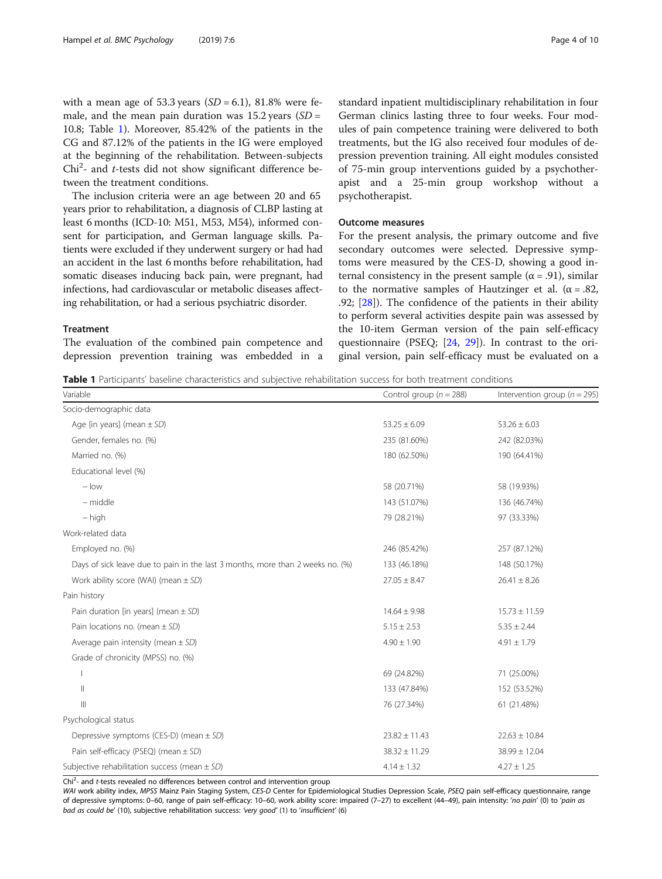with a mean age of 53.3 years (*SD* = 6.1), 81.8% were female, and the mean pain duration was 15.2 years (*SD* = 10.8; Table 1). Moreover, 85.42% of the patients in the CG and 87.12% of the patients in the IG were employed at the beginning of the rehabilitation. Between-subjects $Chi^2$- and *t*-tests did not show significant difference between the treatment conditions.

The inclusion criteria were an age between 20 and 65 years prior to rehabilitation, a diagnosis of CLBP lasting at least 6 months (ICD-10: M51, M53, M54), informed consent for participation, and German language skills. Patients were excluded if they underwent surgery or had had an accident in the last 6 months before rehabilitation, had somatic diseases inducing back pain, were pregnant, had infections, had cardiovascular or metabolic diseases affecting rehabilitation, or had a serious psychiatric disorder.

### Treatment

The evaluation of the combined pain competence and depression prevention training was embedded in a standard inpatient multidisciplinary rehabilitation in four German clinics lasting three to four weeks. Four modules of pain competence training were delivered to both treatments, but the IG also received four modules of depression prevention training. All eight modules consisted of 75-min group interventions guided by a psychotherapist and a 25-min group workshop without a psychotherapist.

### Outcome measures

For the present analysis, the primary outcome and five secondary outcomes were selected. Depressive symptoms were measured by the CES-D, showing a good internal consistency in the present sample (α = .91), similar to the normative samples of Hautzinger et al. (α = .82, .92; [28]). The confidence of the patients in their ability to perform several activities despite pain was assessed by the 10-item German version of the pain self-efficacy questionnaire (PSEQ; [24, 29]). In contrast to the original version, pain self-efficacy must be evaluated on a

**Table 1** Participants' baseline characteristics and subjective rehabilitation success for both treatment conditions

| Variable | Control group (*n* = 288) | Intervention group (*n* = 295) |
|---|---|---|
| Socio-demographic data | | |
| Age [in years] (mean ± *SD*) | 53.25 ± 6.09 | 53.26 ± 6.03 |
| Gender, females no. (%) | 235 (81.60%) | 242 (82.03%) |
| Married no. (%) | 180 (62.50%) | 190 (64.41%) |
| Educational level (%) | | |
| – low | 58 (20.71%) | 58 (19.93%) |
| – middle | 143 (51.07%) | 136 (46.74%) |
| – high | 79 (28.21%) | 97 (33.33%) |
| Work-related data | | |
| Employed no. (%) | 246 (85.42%) | 257 (87.12%) |
| Days of sick leave due to pain in the last 3 months, more than 2 weeks no. (%) | 133 (46.18%) | 148 (50.17%) |
| Work ability score (WAI) (mean ± *SD*) | 27.05 ± 8.47 | 26.41 ± 8.26 |
| Pain history | | |
| Pain duration [in years] (mean ± *SD*) | 14.64 ± 9.98 | 15.73 ± 11.59 |
| Pain locations no. (mean ± *SD*) | 5.15 ± 2.53 | 5.35 ± 2.44 |
| Average pain intensity (mean ± *SD*) | 4.90 ± 1.90 | 4.91 ± 1.79 |
| Grade of chronicity (MPSS) no. (%) | | |
| I | 69 (24.82%) | 71 (25.00%) |
| II | 133 (47.84%) | 152 (53.52%) |
| III | 76 (27.34%) | 61 (21.48%) |
| Psychological status | | |
| Depressive symptoms (CES-D) (mean ± *SD*) | 23.82 ± 11.43 | 22.63 ± 10.84 |
| Pain self-efficacy (PSEQ) (mean ± *SD*) | 38.32 ± 11.29 | 38.99 ± 12.04 |
| Subjective rehabilitation success (mean ± *SD*) | 4.14 ± 1.32 | 4.27 ± 1.25 |

$Chi^2$- and *t*-tests revealed no differences between control and intervention group

*WAI* work ability index, *MPSS* Mainz Pain Staging System, *CES-D* Center for Epidemiological Studies Depression Scale, *PSEQ* pain self-efficacy questionnaire, range of depressive symptoms: 0–60, range of pain self-efficacy: 10–60, work ability score: impaired (7–27) to excellent (44–49), pain intensity: '*no pain*' (0) to '*pain as bad as could be*' (10), subjective rehabilitation success: '*very good*' (1) to '*insufficient*' (6)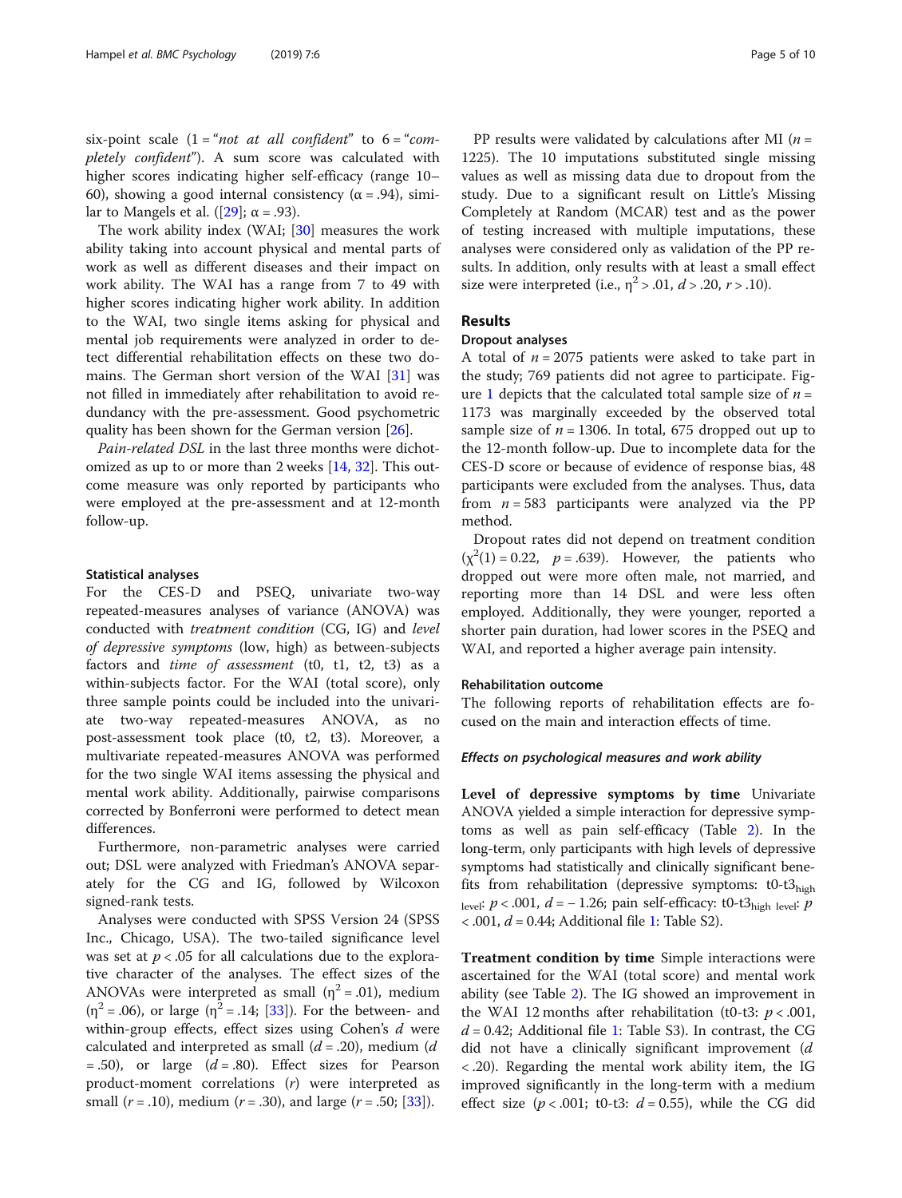six-point scale (1 = "*not at all confident*" to 6 = "*completely confident*"). A sum score was calculated with higher scores indicating higher self-efficacy (range 10–60), showing a good internal consistency (α = .94), similar to Mangels et al. ([29]; α = .93).

The work ability index (WAI; [30] measures the work ability taking into account physical and mental parts of work as well as different diseases and their impact on work ability. The WAI has a range from 7 to 49 with higher scores indicating higher work ability. In addition to the WAI, two single items asking for physical and mental job requirements were analyzed in order to detect differential rehabilitation effects on these two domains. The German short version of the WAI [31] was not filled in immediately after rehabilitation to avoid redundancy with the pre-assessment. Good psychometric quality has been shown for the German version [26].

*Pain-related DSL* in the last three months were dichotomized as up to or more than 2 weeks [14, 32]. This outcome measure was only reported by participants who were employed at the pre-assessment and at 12-month follow-up.

### Statistical analyses

For the CES-D and PSEQ, univariate two-way repeated-measures analyses of variance (ANOVA) was conducted with *treatment condition* (CG, IG) and *level of depressive symptoms* (low, high) as between-subjects factors and *time of assessment* (t0, t1, t2, t3) as a within-subjects factor. For the WAI (total score), only three sample points could be included into the univariate two-way repeated-measures ANOVA, as no post-assessment took place (t0, t2, t3). Moreover, a multivariate repeated-measures ANOVA was performed for the two single WAI items assessing the physical and mental work ability. Additionally, pairwise comparisons corrected by Bonferroni were performed to detect mean differences.

Furthermore, non-parametric analyses were carried out; DSL were analyzed with Friedman's ANOVA separately for the CG and IG, followed by Wilcoxon signed-rank tests.

Analyses were conducted with SPSS Version 24 (SPSS Inc., Chicago, USA). The two-tailed significance level was set at $p < .05$ for all calculations due to the explorative character of the analyses. The effect sizes of the ANOVAs were interpreted as small ($\eta^2 = .01$), medium ($\eta^2 = .06$), or large ($\eta^2 = .14$; [33]). For the between- and within-group effects, effect sizes using Cohen's $d$ were calculated and interpreted as small ($d = .20$), medium ($d = .50$), or large ($d = .80$). Effect sizes for Pearson product-moment correlations ($r$) were interpreted as small ($r = .10$), medium ($r = .30$), and large ($r = .50$; [33]).

PP results were validated by calculations after MI ($n = 1225$). The 10 imputations substituted single missing values as well as missing data due to dropout from the study. Due to a significant result on Little's Missing Completely at Random (MCAR) test and as the power of testing increased with multiple imputations, these analyses were considered only as validation of the PP results. In addition, only results with at least a small effect size were interpreted (i.e., $\eta^2 > .01$, $d > .20$, $r > .10$).

## Results

### Dropout analyses

A total of $n = 2075$ patients were asked to take part in the study; 769 patients did not agree to participate. Figure 1 depicts that the calculated total sample size of $n = 1173$ was marginally exceeded by the observed total sample size of $n = 1306$. In total, 675 dropped out up to the 12-month follow-up. Due to incomplete data for the CES-D score or because of evidence of response bias, 48 participants were excluded from the analyses. Thus, data from $n = 583$ participants were analyzed via the PP method.

Dropout rates did not depend on treatment condition ($\chi^2(1) = 0.22$, $p = .639$). However, the patients who dropped out were more often male, not married, and reporting more than 14 DSL and were less often employed. Additionally, they were younger, reported a shorter pain duration, had lower scores in the PSEQ and WAI, and reported a higher average pain intensity.

### Rehabilitation outcome

The following reports of rehabilitation effects are focused on the main and interaction effects of time.

#### *Effects on psychological measures and work ability*

**Level of depressive symptoms by time** Univariate ANOVA yielded a simple interaction for depressive symptoms as well as pain self-efficacy (Table 2). In the long-term, only participants with high levels of depressive symptoms had statistically and clinically significant benefits from rehabilitation (depressive symptoms: t0-t3$_{\text{high level}}$: $p < .001$, $d = -1.26$; pain self-efficacy: t0-t3$_{\text{high level}}$: $p < .001$, $d = 0.44$; Additional file 1: Table S2).

**Treatment condition by time** Simple interactions were ascertained for the WAI (total score) and mental work ability (see Table 2). The IG showed an improvement in the WAI 12 months after rehabilitation (t0-t3: $p < .001$, $d = 0.42$; Additional file 1: Table S3). In contrast, the CG did not have a clinically significant improvement ($d < .20$). Regarding the mental work ability item, the IG improved significantly in the long-term with a medium effect size ($p < .001$; t0-t3: $d = 0.55$), while the CG did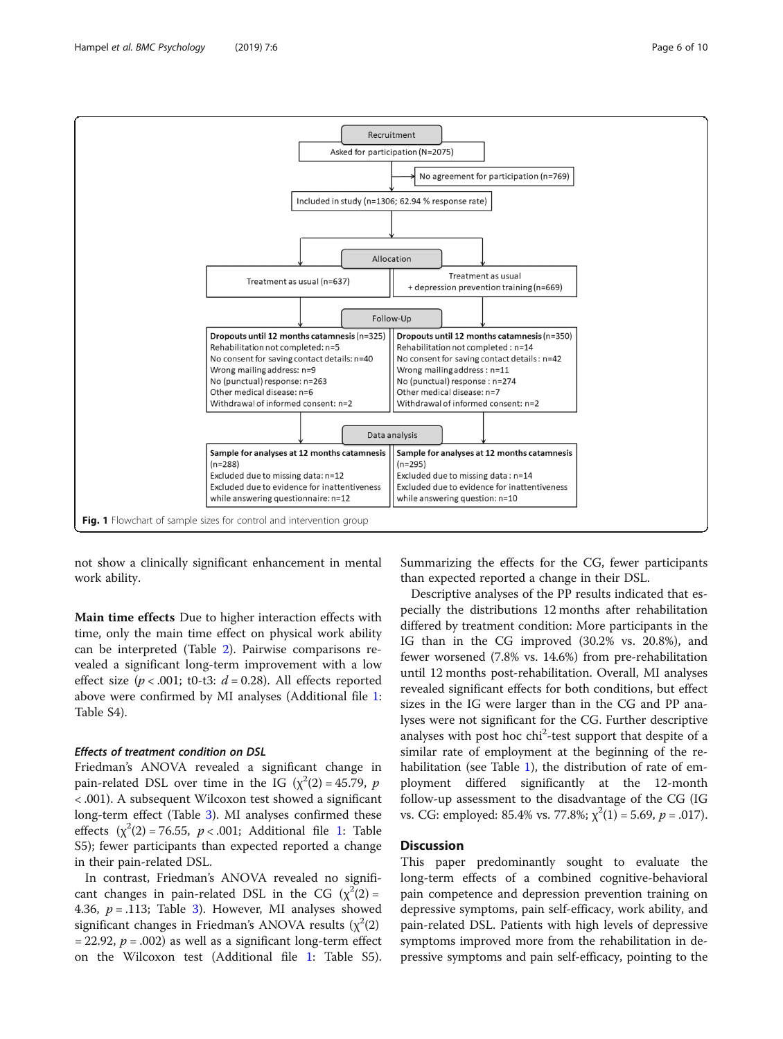Recruitment

Asked for participation (N=2075)

No agreement for participation (n=769)

Included in study (n=1306; 62.94 % response rate)

Allocation

| Treatment as usual (n=637) | Treatment as usual + depression prevention training (n=669) |
| --- | --- |

Follow-Up

| **Dropouts until 12 months catamnesis** (n=325) | **Dropouts until 12 months catamnesis** (n=350) |
| --- | --- |
| Rehabilitation not completed: n=5 | Rehabilitation not completed : n=14 |
| No consent for saving contact details: n=40 | No consent for saving contact details : n=42 |
| Wrong mailing address: n=9 | Wrong mailing address : n=11 |
| No (punctual) response: n=263 | No (punctual) response : n=274 |
| Other medical disease: n=6 | Other medical disease: n=7 |
| Withdrawal of informed consent: n=2 | Withdrawal of informed consent: n=2 |

Data analysis

| **Sample for analyses at 12 months catamnesis** (n=288) | **Sample for analyses at 12 months catamnesis** (n=295) |
| --- | --- |
| Excluded due to missing data: n=12 | Excluded due to missing data : n=14 |
| Excluded due to evidence for inattentiveness while answering questionnaire: n=12 | Excluded due to evidence for inattentiveness while answering question: n=10 |

**Fig. 1** Flowchart of sample sizes for control and intervention group

not show a clinically significant enhancement in mental work ability.

**Main time effects** Due to higher interaction effects with time, only the main time effect on physical work ability can be interpreted (Table 2). Pairwise comparisons revealed a significant long-term improvement with a low effect size ($p < .001$; t0-t3: $d = 0.28$). All effects reported above were confirmed by MI analyses (Additional file 1: Table S4).

### *Effects of treatment condition on DSL*

Friedman's ANOVA revealed a significant change in pain-related DSL over time in the IG ($\chi^2(2) = 45.79$, $p < .001$). A subsequent Wilcoxon test showed a significant long-term effect (Table 3). MI analyses confirmed these effects ($\chi^2(2) = 76.55$, $p < .001$; Additional file 1: Table S5); fewer participants than expected reported a change in their pain-related DSL.

In contrast, Friedman's ANOVA revealed no significant changes in pain-related DSL in the CG ($\chi^2(2) = 4.36$, $p = .113$; Table 3). However, MI analyses showed significant changes in Friedman's ANOVA results ($\chi^2(2) = 22.92$, $p = .002$) as well as a significant long-term effect on the Wilcoxon test (Additional file 1: Table S5). Summarizing the effects for the CG, fewer participants than expected reported a change in their DSL.

Descriptive analyses of the PP results indicated that especially the distributions 12 months after rehabilitation differed by treatment condition: More participants in the IG than in the CG improved (30.2% vs. 20.8%), and fewer worsened (7.8% vs. 14.6%) from pre-rehabilitation until 12 months post-rehabilitation. Overall, MI analyses revealed significant effects for both conditions, but effect sizes in the IG were larger than in the CG and PP analyses were not significant for the CG. Further descriptive analyses with post hoc chi$^2$-test support that despite of a similar rate of employment at the beginning of the rehabilitation (see Table 1), the distribution of rate of employment differed significantly at the 12-month follow-up assessment to the disadvantage of the CG (IG vs. CG: employed: 85.4% vs. 77.8%; $\chi^2(1) = 5.69$, $p = .017$).

## Discussion

This paper predominantly sought to evaluate the long-term effects of a combined cognitive-behavioral pain competence and depression prevention training on depressive symptoms, pain self-efficacy, work ability, and pain-related DSL. Patients with high levels of depressive symptoms improved more from the rehabilitation in depressive symptoms and pain self-efficacy, pointing to the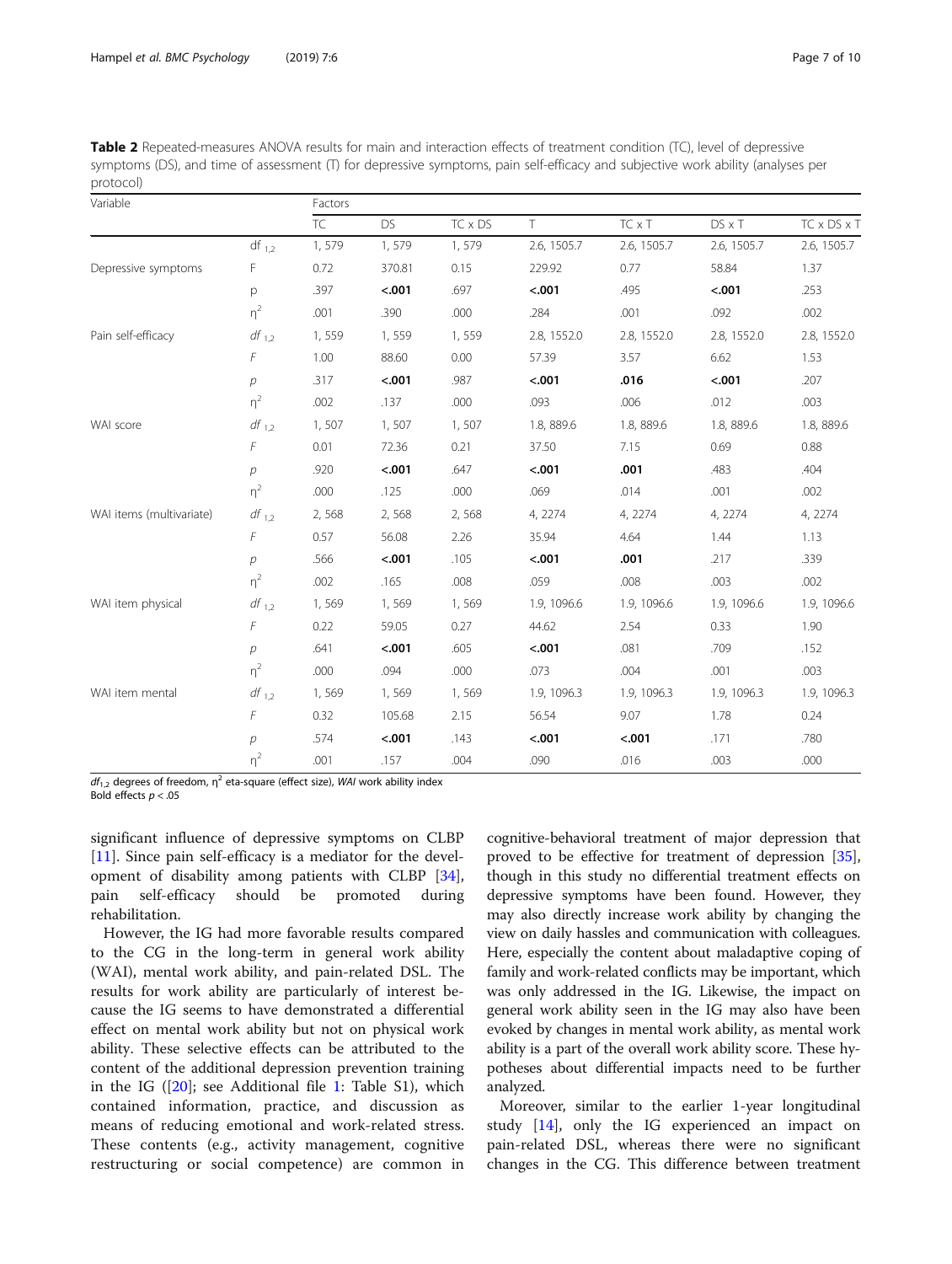**Table 2** Repeated-measures ANOVA results for main and interaction effects of treatment condition (TC), level of depressive symptoms (DS), and time of assessment (T) for depressive symptoms, pain self-efficacy and subjective work ability (analyses per protocol)

| Variable | | Factors | | | | | | |
|---|---|---|---|---|---|---|---|---|
| | | TC | DS | TC x DS | T | TC x T | DS x T | TC x DS x T |
| | $df_{1,2}$ | 1, 579 | 1, 579 | 1, 579 | 2.6, 1505.7 | 2.6, 1505.7 | 2.6, 1505.7 | 2.6, 1505.7 |
| Depressive symptoms | F | 0.72 | 370.81 | 0.15 | 229.92 | 0.77 | 58.84 | 1.37 |
| | p | .397 | **<.001** | .697 | **<.001** | .495 | **<.001** | .253 |
| | $\eta^2$ | .001 | .390 | .000 | .284 | .001 | .092 | .002 |
| Pain self-efficacy | $df_{1,2}$ | 1, 559 | 1, 559 | 1, 559 | 2.8, 1552.0 | 2.8, 1552.0 | 2.8, 1552.0 | 2.8, 1552.0 |
| | $F$ | 1.00 | 88.60 | 0.00 | 57.39 | 3.57 | 6.62 | 1.53 |
| | $p$ | .317 | **<.001** | .987 | **<.001** | **.016** | **<.001** | .207 |
| | $\eta^2$ | .002 | .137 | .000 | .093 | .006 | .012 | .003 |
| WAI score | $df_{1,2}$ | 1, 507 | 1, 507 | 1, 507 | 1.8, 889.6 | 1.8, 889.6 | 1.8, 889.6 | 1.8, 889.6 |
| | $F$ | 0.01 | 72.36 | 0.21 | 37.50 | 7.15 | 0.69 | 0.88 |
| | $p$ | .920 | **<.001** | .647 | **<.001** | **.001** | .483 | .404 |
| | $\eta^2$ | .000 | .125 | .000 | .069 | .014 | .001 | .002 |
| WAI items (multivariate) | $df_{1,2}$ | 2, 568 | 2, 568 | 2, 568 | 4, 2274 | 4, 2274 | 4, 2274 | 4, 2274 |
| | $F$ | 0.57 | 56.08 | 2.26 | 35.94 | 4.64 | 1.44 | 1.13 |
| | $p$ | .566 | **<.001** | .105 | **<.001** | **.001** | .217 | .339 |
| | $\eta^2$ | .002 | .165 | .008 | .059 | .008 | .003 | .002 |
| WAI item physical | $df_{1,2}$ | 1, 569 | 1, 569 | 1, 569 | 1.9, 1096.6 | 1.9, 1096.6 | 1.9, 1096.6 | 1.9, 1096.6 |
| | $F$ | 0.22 | 59.05 | 0.27 | 44.62 | 2.54 | 0.33 | 1.90 |
| | $p$ | .641 | **<.001** | .605 | **<.001** | .081 | .709 | .152 |
| | $\eta^2$ | .000 | .094 | .000 | .073 | .004 | .001 | .003 |
| WAI item mental | $df_{1,2}$ | 1, 569 | 1, 569 | 1, 569 | 1.9, 1096.3 | 1.9, 1096.3 | 1.9, 1096.3 | 1.9, 1096.3 |
| | $F$ | 0.32 | 105.68 | 2.15 | 56.54 | 9.07 | 1.78 | 0.24 |
| | $p$ | .574 | **<.001** | .143 | **<.001** | **<.001** | .171 | .780 |
| | $\eta^2$ | .001 | .157 | .004 | .090 | .016 | .003 | .000 |

$df_{1,2}$ degrees of freedom, $\eta^2$ eta-square (effect size), *WAI* work ability index
Bold effects $p < .05$

significant influence of depressive symptoms on CLBP [11]. Since pain self-efficacy is a mediator for the development of disability among patients with CLBP [34], pain self-efficacy should be promoted during rehabilitation.

However, the IG had more favorable results compared to the CG in the long-term in general work ability (WAI), mental work ability, and pain-related DSL. The results for work ability are particularly of interest because the IG seems to have demonstrated a differential effect on mental work ability but not on physical work ability. These selective effects can be attributed to the content of the additional depression prevention training in the IG ([20]; see Additional file 1: Table S1), which contained information, practice, and discussion as means of reducing emotional and work-related stress. These contents (e.g., activity management, cognitive restructuring or social competence) are common in cognitive-behavioral treatment of major depression that proved to be effective for treatment of depression [35], though in this study no differential treatment effects on depressive symptoms have been found. However, they may also directly increase work ability by changing the view on daily hassles and communication with colleagues. Here, especially the content about maladaptive coping of family and work-related conflicts may be important, which was only addressed in the IG. Likewise, the impact on general work ability seen in the IG may also have been evoked by changes in mental work ability, as mental work ability is a part of the overall work ability score. These hypotheses about differential impacts need to be further analyzed.

Moreover, similar to the earlier 1-year longitudinal study [14], only the IG experienced an impact on pain-related DSL, whereas there were no significant changes in the CG. This difference between treatment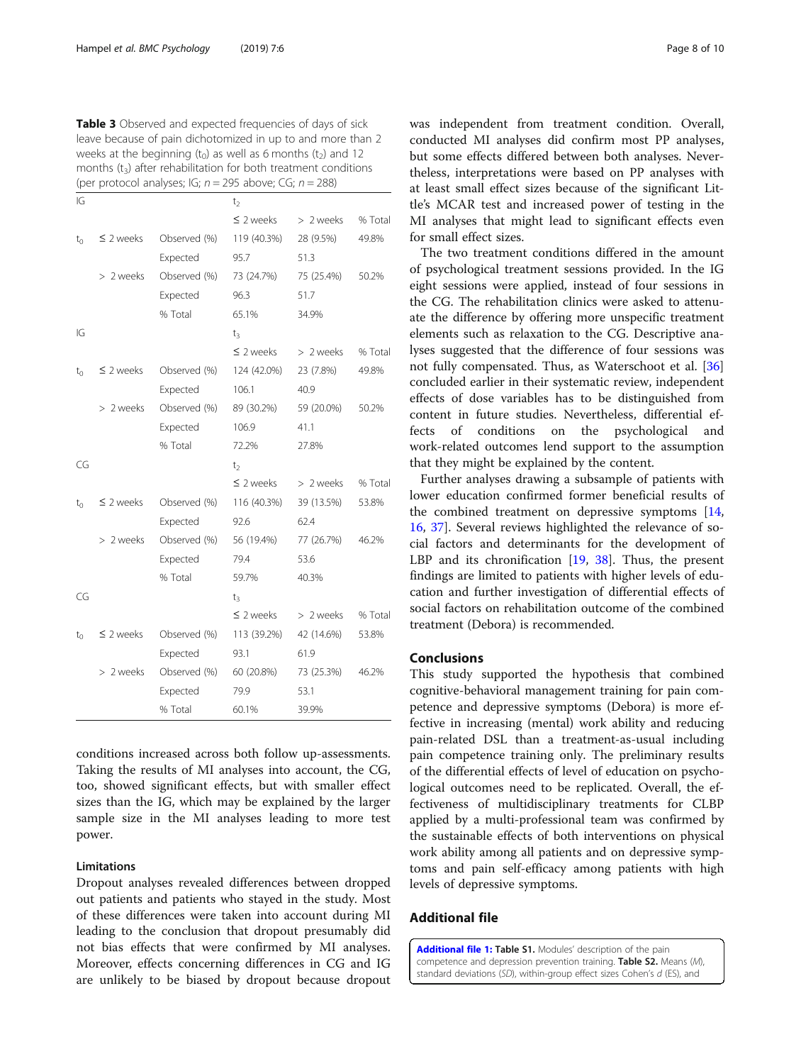**Table 3** Observed and expected frequencies of days of sick leave because of pain dichotomized in up to and more than 2 weeks at the beginning ($t_0$) as well as 6 months ($t_2$) and 12 months ($t_3$) after rehabilitation for both treatment conditions (per protocol analyses; IG; $n = 295$ above; CG; $n = 288$)

| IG | | | $t_2$ | | |
|---|---|---|---|---|---|
| | | | ≤ 2 weeks | > 2 weeks | % Total |
| $t_0$ | ≤ 2 weeks | Observed (%) | 119 (40.3%) | 28 (9.5%) | 49.8% |
| | | Expected | 95.7 | 51.3 | |
| | > 2 weeks | Observed (%) | 73 (24.7%) | 75 (25.4%) | 50.2% |
| | | Expected | 96.3 | 51.7 | |
| | | % Total | 65.1% | 34.9% | |
| IG | | | $t_3$ | | |
| | | | ≤ 2 weeks | > 2 weeks | % Total |
| $t_0$ | ≤ 2 weeks | Observed (%) | 124 (42.0%) | 23 (7.8%) | 49.8% |
| | | Expected | 106.1 | 40.9 | |
| | > 2 weeks | Observed (%) | 89 (30.2%) | 59 (20.0%) | 50.2% |
| | | Expected | 106.9 | 41.1 | |
| | | % Total | 72.2% | 27.8% | |
| CG | | | $t_2$ | | |
| | | | ≤ 2 weeks | > 2 weeks | % Total |
| $t_0$ | ≤ 2 weeks | Observed (%) | 116 (40.3%) | 39 (13.5%) | 53.8% |
| | | Expected | 92.6 | 62.4 | |
| | > 2 weeks | Observed (%) | 56 (19.4%) | 77 (26.7%) | 46.2% |
| | | Expected | 79.4 | 53.6 | |
| | | % Total | 59.7% | 40.3% | |
| CG | | | $t_3$ | | |
| | | | ≤ 2 weeks | > 2 weeks | % Total |
| $t_0$ | ≤ 2 weeks | Observed (%) | 113 (39.2%) | 42 (14.6%) | 53.8% |
| | | Expected | 93.1 | 61.9 | |
| | > 2 weeks | Observed (%) | 60 (20.8%) | 73 (25.3%) | 46.2% |
| | | Expected | 79.9 | 53.1 | |
| | | % Total | 60.1% | 39.9% | |

conditions increased across both follow up-assessments. Taking the results of MI analyses into account, the CG, too, showed significant effects, but with smaller effect sizes than the IG, which may be explained by the larger sample size in the MI analyses leading to more test power.

### Limitations

Dropout analyses revealed differences between dropped out patients and patients who stayed in the study. Most of these differences were taken into account during MI leading to the conclusion that dropout presumably did not bias effects that were confirmed by MI analyses. Moreover, effects concerning differences in CG and IG are unlikely to be biased by dropout because dropout was independent from treatment condition. Overall, conducted MI analyses did confirm most PP analyses, but some effects differed between both analyses. Nevertheless, interpretations were based on PP analyses with at least small effect sizes because of the significant Little's MCAR test and increased power of testing in the MI analyses that might lead to significant effects even for small effect sizes.

The two treatment conditions differed in the amount of psychological treatment sessions provided. In the IG eight sessions were applied, instead of four sessions in the CG. The rehabilitation clinics were asked to attenuate the difference by offering more unspecific treatment elements such as relaxation to the CG. Descriptive analyses suggested that the difference of four sessions was not fully compensated. Thus, as Waterschoot et al. [36] concluded earlier in their systematic review, independent effects of dose variables has to be distinguished from content in future studies. Nevertheless, differential effects of conditions on the psychological and work-related outcomes lend support to the assumption that they might be explained by the content.

Further analyses drawing a subsample of patients with lower education confirmed former beneficial results of the combined treatment on depressive symptoms [14, 16, 37]. Several reviews highlighted the relevance of social factors and determinants for the development of LBP and its chronification [19, 38]. Thus, the present findings are limited to patients with higher levels of education and further investigation of differential effects of social factors on rehabilitation outcome of the combined treatment (Debora) is recommended.

## Conclusions

This study supported the hypothesis that combined cognitive-behavioral management training for pain competence and depressive symptoms (Debora) is more effective in increasing (mental) work ability and reducing pain-related DSL than a treatment-as-usual including pain competence training only. The preliminary results of the differential effects of level of education on psychological outcomes need to be replicated. Overall, the effectiveness of multidisciplinary treatments for CLBP applied by a multi-professional team was confirmed by the sustainable effects of both interventions on physical work ability among all patients and on depressive symptoms and pain self-efficacy among patients with high levels of depressive symptoms.

## Additional file

**Additional file 1: Table S1.** Modules' description of the pain competence and depression prevention training. **Table S2.** Means (*M*), standard deviations (*SD*), within-group effect sizes Cohen's *d* (ES), and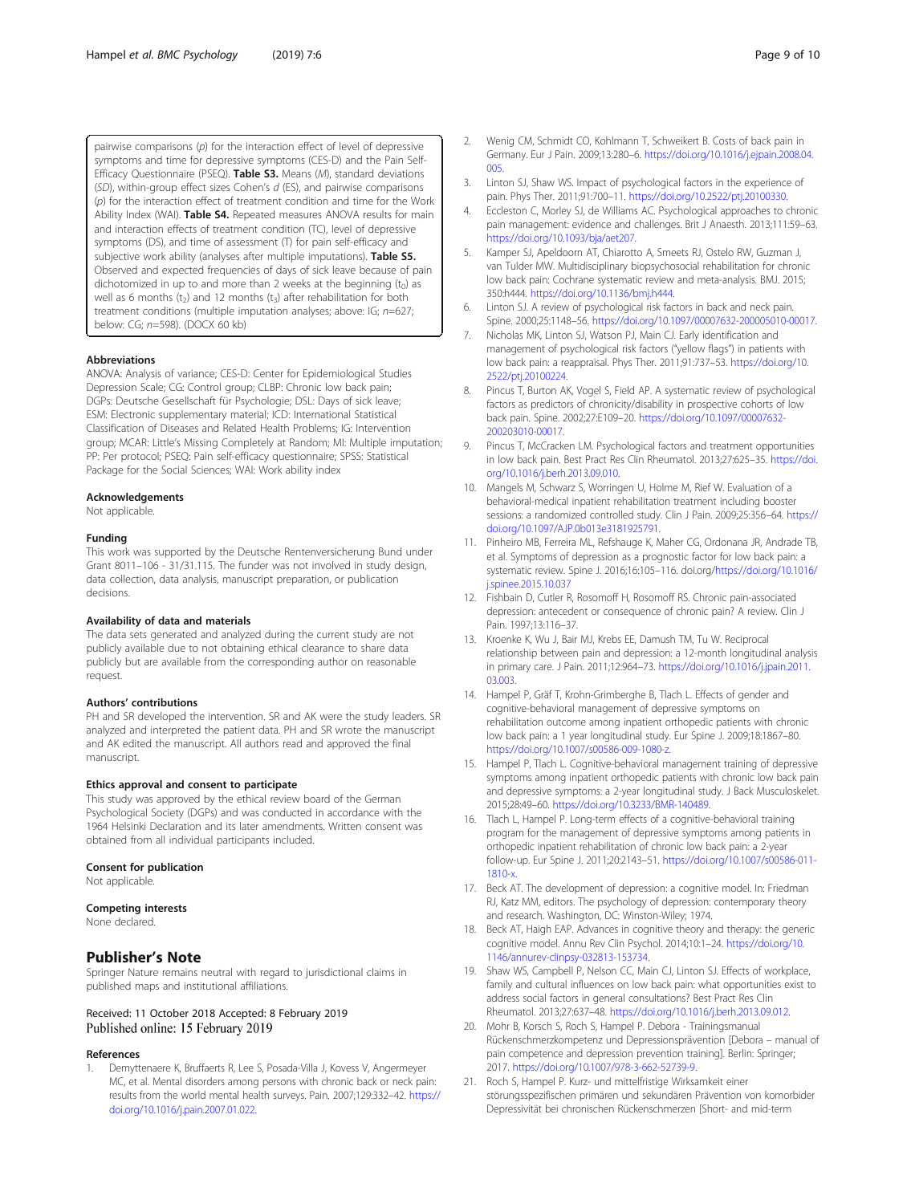pairwise comparisons (*p*) for the interaction effect of level of depressive symptoms and time for depressive symptoms (CES-D) and the Pain Self-Efficacy Questionnaire (PSEQ). **Table S3.** Means (*M*), standard deviations (*SD*), within-group effect sizes Cohen's *d* (ES), and pairwise comparisons (*p*) for the interaction effect of treatment condition and time for the Work Ability Index (WAI). **Table S4.** Repeated measures ANOVA results for main and interaction effects of treatment condition (TC), level of depressive symptoms (DS), and time of assessment (T) for pain self-efficacy and subjective work ability (analyses after multiple imputations). **Table S5.** Observed and expected frequencies of days of sick leave because of pain dichotomized in up to and more than 2 weeks at the beginning ($t_0$) as well as 6 months ($t_2$) and 12 months ($t_3$) after rehabilitation for both treatment conditions (multiple imputation analyses; above: IG; *n*=627; below: CG; *n*=598). (DOCX 60 kb)

### Abbreviations

ANOVA: Analysis of variance; CES-D: Center for Epidemiological Studies Depression Scale; CG: Control group; CLBP: Chronic low back pain; DGPs: Deutsche Gesellschaft für Psychologie; DSL: Days of sick leave; ESM: Electronic supplementary material; ICD: International Statistical Classification of Diseases and Related Health Problems; IG: Intervention group; MCAR: Little's Missing Completely at Random; MI: Multiple imputation; PP: Per protocol; PSEQ: Pain self-efficacy questionnaire; SPSS: Statistical Package for the Social Sciences; WAI: Work ability index

### Acknowledgements

Not applicable.

### Funding

This work was supported by the Deutsche Rentenversicherung Bund under Grant 8011–106 - 31/31.115. The funder was not involved in study design, data collection, data analysis, manuscript preparation, or publication decisions.

### Availability of data and materials

The data sets generated and analyzed during the current study are not publicly available due to not obtaining ethical clearance to share data publicly but are available from the corresponding author on reasonable request.

### Authors' contributions

PH and SR developed the intervention. SR and AK were the study leaders. SR analyzed and interpreted the patient data. PH and SR wrote the manuscript and AK edited the manuscript. All authors read and approved the final manuscript.

### Ethics approval and consent to participate

This study was approved by the ethical review board of the German Psychological Society (DGPs) and was conducted in accordance with the 1964 Helsinki Declaration and its later amendments. Written consent was obtained from all individual participants included.

### Consent for publication

Not applicable.

### Competing interests

None declared.

## Publisher's Note

Springer Nature remains neutral with regard to jurisdictional claims in published maps and institutional affiliations.

Received: 11 October 2018 Accepted: 8 February 2019
Published online: 15 February 2019

### References

1. Demyttenaere K, Bruffaerts R, Lee S, Posada-Villa J, Kovess V, Angermeyer MC, et al. Mental disorders among persons with chronic back or neck pain: results from the world mental health surveys. Pain. 2007;129:332–42. https://doi.org/10.1016/j.pain.2007.01.022.
2. Wenig CM, Schmidt CO, Kohlmann T, Schweikert B. Costs of back pain in Germany. Eur J Pain. 2009;13:280–6. https://doi.org/10.1016/j.ejpain.2008.04.005.
3. Linton SJ, Shaw WS. Impact of psychological factors in the experience of pain. Phys Ther. 2011;91:700–11. https://doi.org/10.2522/ptj.20100330.
4. Eccleston C, Morley SJ, de Williams AC. Psychological approaches to chronic pain management: evidence and challenges. Brit J Anaesth. 2013;111:59–63. https://doi.org/10.1093/bja/aet207.
5. Kamper SJ, Apeldoorn AT, Chiarotto A, Smeets RJ, Ostelo RW, Guzman J, van Tulder MW. Multidisciplinary biopsychosocial rehabilitation for chronic low back pain: Cochrane systematic review and meta-analysis. BMJ. 2015;350:h444. https://doi.org/10.1136/bmj.h444.
6. Linton SJ. A review of psychological risk factors in back and neck pain. Spine. 2000;25:1148–56. https://doi.org/10.1097/00007632-200005010-00017.
7. Nicholas MK, Linton SJ, Watson PJ, Main CJ. Early identification and management of psychological risk factors ("yellow flags") in patients with low back pain: a reappraisal. Phys Ther. 2011;91:737–53. https://doi.org/10.2522/ptj.20100224.
8. Pincus T, Burton AK, Vogel S, Field AP. A systematic review of psychological factors as predictors of chronicity/disability in prospective cohorts of low back pain. Spine. 2002;27:E109–20. https://doi.org/10.1097/00007632-200203010-00017.
9. Pincus T, McCracken LM. Psychological factors and treatment opportunities in low back pain. Best Pract Res Clin Rheumatol. 2013;27:625–35. https://doi.org/10.1016/j.berh.2013.09.010.
10. Mangels M, Schwarz S, Worringen U, Holme M, Rief W. Evaluation of a behavioral-medical inpatient rehabilitation treatment including booster sessions: a randomized controlled study. Clin J Pain. 2009;25:356–64. https://doi.org/10.1097/AJP.0b013e3181925791.
11. Pinheiro MB, Ferreira ML, Refshauge K, Maher CG, Ordonana JR, Andrade TB, et al. Symptoms of depression as a prognostic factor for low back pain: a systematic review. Spine J. 2016;16:105–116. doi.org/https://doi.org/10.1016/j.spinee.2015.10.037
12. Fishbain D, Cutler R, Rosomoff H, Rosomoff RS. Chronic pain-associated depression: antecedent or consequence of chronic pain? A review. Clin J Pain. 1997;13:116–37.
13. Kroenke K, Wu J, Bair MJ, Krebs EE, Damush TM, Tu W. Reciprocal relationship between pain and depression: a 12-month longitudinal analysis in primary care. J Pain. 2011;12:964–73. https://doi.org/10.1016/j.jpain.2011.03.003.
14. Hampel P, Gräf T, Krohn-Grimberghe B, Tlach L. Effects of gender and cognitive-behavioral management of depressive symptoms on rehabilitation outcome among inpatient orthopedic patients with chronic low back pain: a 1 year longitudinal study. Eur Spine J. 2009;18:1867–80. https://doi.org/10.1007/s00586-009-1080-z.
15. Hampel P, Tlach L. Cognitive-behavioral management training of depressive symptoms among inpatient orthopedic patients with chronic low back pain and depressive symptoms: a 2-year longitudinal study. J Back Musculoskelet. 2015;28:49–60. https://doi.org/10.3233/BMR-140489.
16. Tlach L, Hampel P. Long-term effects of a cognitive-behavioral training program for the management of depressive symptoms among patients in orthopedic inpatient rehabilitation of chronic low back pain: a 2-year follow-up. Eur Spine J. 2011;20:2143–51. https://doi.org/10.1007/s00586-011-1810-x.
17. Beck AT. The development of depression: a cognitive model. In: Friedman RJ, Katz MM, editors. The psychology of depression: contemporary theory and research. Washington, DC: Winston-Wiley; 1974.
18. Beck AT, Haigh EAP. Advances in cognitive theory and therapy: the generic cognitive model. Annu Rev Clin Psychol. 2014;10:1–24. https://doi.org/10.1146/annurev-clinpsy-032813-153734.
19. Shaw WS, Campbell P, Nelson CC, Main CJ, Linton SJ. Effects of workplace, family and cultural influences on low back pain: what opportunities exist to address social factors in general consultations? Best Pract Res Clin Rheumatol. 2013;27:637–48. https://doi.org/10.1016/j.berh.2013.09.012.
20. Mohr B, Korsch S, Roch S, Hampel P. Debora - Trainingsmanual Rückenschmerzkompetenz und Depressionsprävention [Debora – manual of pain competence and depression prevention training]. Berlin: Springer; 2017. https://doi.org/10.1007/978-3-662-52739-9.
21. Roch S, Hampel P. Kurz- und mittelfristige Wirksamkeit einer störungsspezifischen primären und sekundären Prävention von komorbider Depressivität bei chronischen Rückenschmerzen [Short- and mid-term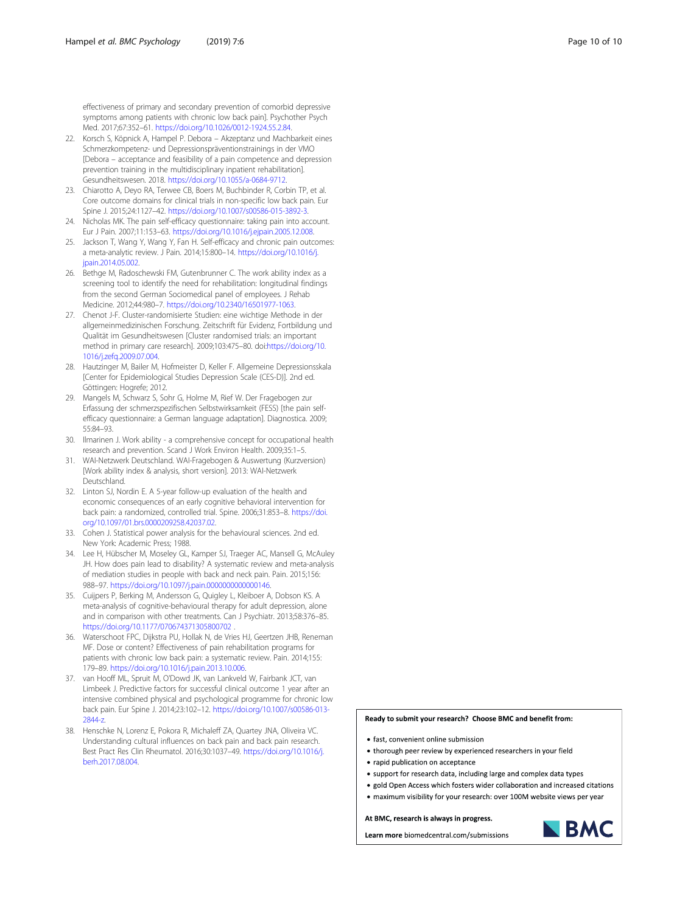effectiveness of primary and secondary prevention of comorbid depressive symptoms among patients with chronic low back pain]. Psychother Psych Med. 2017;67:352–61. https://doi.org/10.1026/0012-1924.55.2.84.

22. Korsch S, Köpnick A, Hampel P. Debora – Akzeptanz und Machbarkeit eines Schmerzkompetenz- und Depressionspräventionstrainings in der VMO [Debora – acceptance and feasibility of a pain competence and depression prevention training in the multidisciplinary inpatient rehabilitation]. Gesundheitswesen. 2018. https://doi.org/10.1055/a-0684-9712.
23. Chiarotto A, Deyo RA, Terwee CB, Boers M, Buchbinder R, Corbin TP, et al. Core outcome domains for clinical trials in non-specific low back pain. Eur Spine J. 2015;24:1127–42. https://doi.org/10.1007/s00586-015-3892-3.
24. Nicholas MK. The pain self-efficacy questionnaire: taking pain into account. Eur J Pain. 2007;11:153–63. https://doi.org/10.1016/j.ejpain.2005.12.008.
25. Jackson T, Wang Y, Wang Y, Fan H. Self-efficacy and chronic pain outcomes: a meta-analytic review. J Pain. 2014;15:800–14. https://doi.org/10.1016/j.jpain.2014.05.002.
26. Bethge M, Radoschewski FM, Gutenbrunner C. The work ability index as a screening tool to identify the need for rehabilitation: longitudinal findings from the second German Sociomedical panel of employees. J Rehab Medicine. 2012;44:980–7. https://doi.org/10.2340/16501977-1063.
27. Chenot J-F. Cluster-randomisierte Studien: eine wichtige Methode in der allgemeinmedizinischen Forschung. Zeitschrift für Evidenz, Fortbildung und Qualität im Gesundheitswesen [Cluster randomised trials: an important method in primary care research]. 2009;103:475–80. doi:https://doi.org/10.1016/j.zefq.2009.07.004.
28. Hautzinger M, Bailer M, Hofmeister D, Keller F. Allgemeine Depressionsskala [Center for Epidemiological Studies Depression Scale (CES-D)]. 2nd ed. Göttingen: Hogrefe; 2012.
29. Mangels M, Schwarz S, Sohr G, Holme M, Rief W. Der Fragebogen zur Erfassung der schmerzspezifischen Selbstwirksamkeit (FESS) [the pain self-efficacy questionnaire: a German language adaptation]. Diagnostica. 2009;55:84–93.
30. Ilmarinen J. Work ability - a comprehensive concept for occupational health research and prevention. Scand J Work Environ Health. 2009;35:1–5.
31. WAI-Netzwerk Deutschland. WAI-Fragebogen & Auswertung (Kurzversion) [Work ability index & analysis, short version]. 2013: WAI-Netzwerk Deutschland.
32. Linton SJ, Nordin E. A 5-year follow-up evaluation of the health and economic consequences of an early cognitive behavioral intervention for back pain: a randomized, controlled trial. Spine. 2006;31:853–8. https://doi.org/10.1097/01.brs.0000209258.42037.02.
33. Cohen J. Statistical power analysis for the behavioural sciences. 2nd ed. New York: Academic Press; 1988.
34. Lee H, Hübscher M, Moseley GL, Kamper SJ, Traeger AC, Mansell G, McAuley JH. How does pain lead to disability? A systematic review and meta-analysis of mediation studies in people with back and neck pain. Pain. 2015;156:988–97. https://doi.org/10.1097/j.pain.0000000000000146.
35. Cuijpers P, Berking M, Andersson G, Quigley L, Kleiboer A, Dobson KS. A meta-analysis of cognitive-behavioural therapy for adult depression, alone and in comparison with other treatments. Can J Psychiatr. 2013;58:376–85. https://doi.org/10.1177/070674371305800702 .
36. Waterschoot FPC, Dijkstra PU, Hollak N, de Vries HJ, Geertzen JHB, Reneman MF. Dose or content? Effectiveness of pain rehabilitation programs for patients with chronic low back pain: a systematic review. Pain. 2014;155:179–89. https://doi.org/10.1016/j.pain.2013.10.006.
37. van Hooff ML, Spruit M, O'Dowd JK, van Lankveld W, Fairbank JCT, van Limbeek J. Predictive factors for successful clinical outcome 1 year after an intensive combined physical and psychological programme for chronic low back pain. Eur Spine J. 2014;23:102–12. https://doi.org/10.1007/s00586-013-2844-z.
38. Henschke N, Lorenz E, Pokora R, Michaleff ZA, Quartey JNA, Oliveira VC. Understanding cultural influences on back pain and back pain research. Best Pract Res Clin Rheumatol. 2016;30:1037–49. https://doi.org/10.1016/j.berh.2017.08.004.

**Ready to submit your research? Choose BMC and benefit from:**

- fast, convenient online submission
- thorough peer review by experienced researchers in your field
- rapid publication on acceptance
- support for research data, including large and complex data types
- gold Open Access which fosters wider collaboration and increased citations
- maximum visibility for your research: over 100M website views per year

**At BMC, research is always in progress.**

**Learn more** biomedcentral.com/submissions

BMC